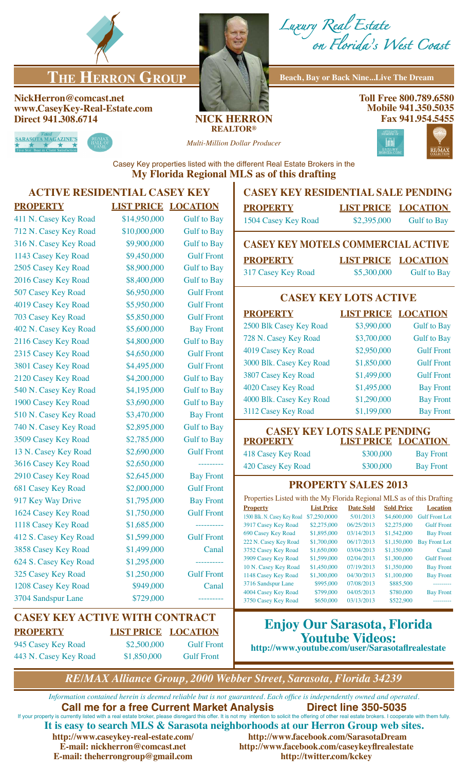# The Herron Group

*Luxury Real Estate on Florida's West Coast*

**Beach, Bay or Back Nine...Live The Dream**

**NickHerron@comcast.net**
**www.CaseyKey-Real-Estate.com**
**Direct 941.308.6714**

**NICK HERRON**
**REALTOR®**
*Multi-Million Dollar Producer*

**Toll Free 800.789.6580**
**Mobile 941.350.5035**
**Fax 941.954.5455**

Casey Key properties listed with the different Real Estate Brokers in the
**My Florida Regional MLS as of this drafting**

## ACTIVE RESIDENTIAL CASEY KEY

| PROPERTY | LIST PRICE | LOCATION |
|---|---|---|
| 411 N. Casey Key Road | $14,950,000 | Gulf to Bay |
| 712 N. Casey Key Road | $10,000,000 | Gulf to Bay |
| 316 N. Casey Key Road | $9,900,000 | Gulf to Bay |
| 1143 Casey Key Road | $9,450,000 | Gulf Front |
| 2505 Casey Key Road | $8,900,000 | Gulf to Bay |
| 2016 Casey Key Road | $8,400,000 | Gulf to Bay |
| 507 Casey Key Road | $6,950,000 | Gulf Front |
| 4019 Casey Key Road | $5,950,000 | Gulf Front |
| 703 Casey Key Road | $5,850,000 | Gulf Front |
| 402 N. Casey Key Road | $5,600,000 | Bay Front |
| 2116 Casey Key Road | $4,800,000 | Gulf to Bay |
| 2315 Casey Key Road | $4,650,000 | Gulf Front |
| 3801 Casey Key Road | $4,495,000 | Gulf Front |
| 2120 Casey Key Road | $4,200,000 | Gulf to Bay |
| 540 N. Casey Key Road | $4,195,000 | Gulf to Bay |
| 1900 Casey Key Road | $3,690,000 | Gulf to Bay |
| 510 N. Casey Key Road | $3,470,000 | Bay Front |
| 740 N. Casey Key Road | $2,895,000 | Gulf to Bay |
| 3509 Casey Key Road | $2,785,000 | Gulf to Bay |
| 13 N. Casey Key Road | $2,690,000 | Gulf Front |
| 3616 Casey Key Road | $2,650,000 | --------- |
| 2910 Casey Key Road | $2,645,000 | Bay Front |
| 681 Casey Key Road | $2,000,000 | Gulf Front |
| 917 Key Way Drive | $1,795,000 | Bay Front |
| 1624 Casey Key Road | $1,750,000 | Gulf Front |
| 1118 Casey Key Road | $1,685,000 | ---------- |
| 412 S. Casey Key Road | $1,599,000 | Gulf Front |
| 3858 Casey Key Road | $1,499,000 | Canal |
| 624 S. Casey Key Road | $1,295,000 | ---------- |
| 325 Casey Key Road | $1,250,000 | Gulf Front |
| 1208 Casey Key Road | $949,000 | Canal |
| 3704 Sandspur Lane | $729,000 | --------- |

## CASEY KEY ACTIVE WITH CONTRACT

| PROPERTY | LIST PRICE | LOCATION |
|---|---|---|
| 945 Casey Key Road | $2,500,000 | Gulf Front |
| 443 N. Casey Key Road | $1,850,000 | Gulf Front |

## CASEY KEY RESIDENTIAL SALE PENDING

| PROPERTY | LIST PRICE | LOCATION |
|---|---|---|
| 1504 Casey Key Road | $2,395,000 | Gulf to Bay |

## CASEY KEY MOTELS COMMERCIAL ACTIVE

| PROPERTY | LIST PRICE | LOCATION |
|---|---|---|
| 317 Casey Key Road | $5,300,000 | Gulf to Bay |

## CASEY KEY LOTS ACTIVE

| PROPERTY | LIST PRICE | LOCATION |
|---|---|---|
| 2500 Blk Casey Key Road | $3,990,000 | Gulf to Bay |
| 728 N. Casey Key Road | $3,700,000 | Gulf to Bay |
| 4019 Casey Key Road | $2,950,000 | Gulf Front |
| 3000 Blk. Casey Key Road | $1,850,000 | Gulf Front |
| 3807 Casey Key Road | $1,499,000 | Gulf Front |
| 4020 Casey Key Road | $1,495,000 | Bay Front |
| 4000 Blk. Casey Key Road | $1,290,000 | Bay Front |
| 3112 Casey Key Road | $1,199,000 | Bay Front |

## CASEY KEY LOTS SALE PENDING

| PROPERTY | LIST PRICE | LOCATION |
|---|---|---|
| 418 Casey Key Road | $300,000 | Bay Front |
| 420 Casey Key Road | $300,000 | Bay Front |

## PROPERTY SALES 2013

Properties Listed with the My Florida Regional MLS as of this Drafting

| Property | List Price | Date Sold | Sold Price | Location |
|---|---|---|---|---|
| 1500 Blk. N. Casey Key Road | $7,250,0000 | 5/01/2013 | $4,600,000 | Gulf Front Lot |
| 3917 Casey Key Road | $2,275,000 | 06/25/2013 | $2,275,000 | Gulf Front |
| 690 Casey Key Road | $1,895,000 | 03/14/2013 | $1,542,000 | Bay Front |
| 222 N. Casey Key Road | $1,700,000 | 06/17/2013 | $1,150,000 | Bay Front Lot |
| 3752 Casey Key Road | $1,650,000 | 03/04/2013 | $1,150,000 | Canal |
| 3909 Casey Key Road | $1,599,000 | 02/04/2013 | $1,300,000 | Gulf Front |
| 10 N. Casey Key Road | $1,450,000 | 07/19/2013 | $1,350,000 | Bay Front |
| 1148 Casey Key Road | $1,300,000 | 04/30/2013 | $1,100,000 | Bay Front |
| 3716 Sandspur Lane | $995,000 | 07/08/2013 | $885,500 | --------- |
| 4004 Casey Key Road | $799,000 | 04/05/2013 | $780,000 | Bay Front |
| 3750 Casey Key Road | $650,000 | 03/13/2013 | $522,900 | --------- |

## Enjoy Our Sarasota, Florida Youtube Videos:

**http://www.youtube.com/user/Sarasotaflrealestate**

*RE/MAX Alliance Group, 2000 Webber Street, Sarasota, Florida 34239*

*Information contained herein is deemed reliable but is not guaranteed. Each office is independently owned and operated.*

**Call me for a free Current Market Analysis Direct line 350-5035**

If your property is currently listed with a real estate broker, please disregard this offer. It is not my intention to solicit the offering of other real estate brokers. I cooperate with them fully.

**It is easy to search MLS & Sarasota neighborhoods at our Herron Group web sites.**

**http://www.caseykey-real-estate.com/**
**E-mail: nickherron@comcast.net**
**E-mail: theherrongroup@gmail.com**
**http://www.facebook.com/SarasotaDream**
**http://www.facebook.com/caseykeyflrealestate**
**http://twitter.com/kckey**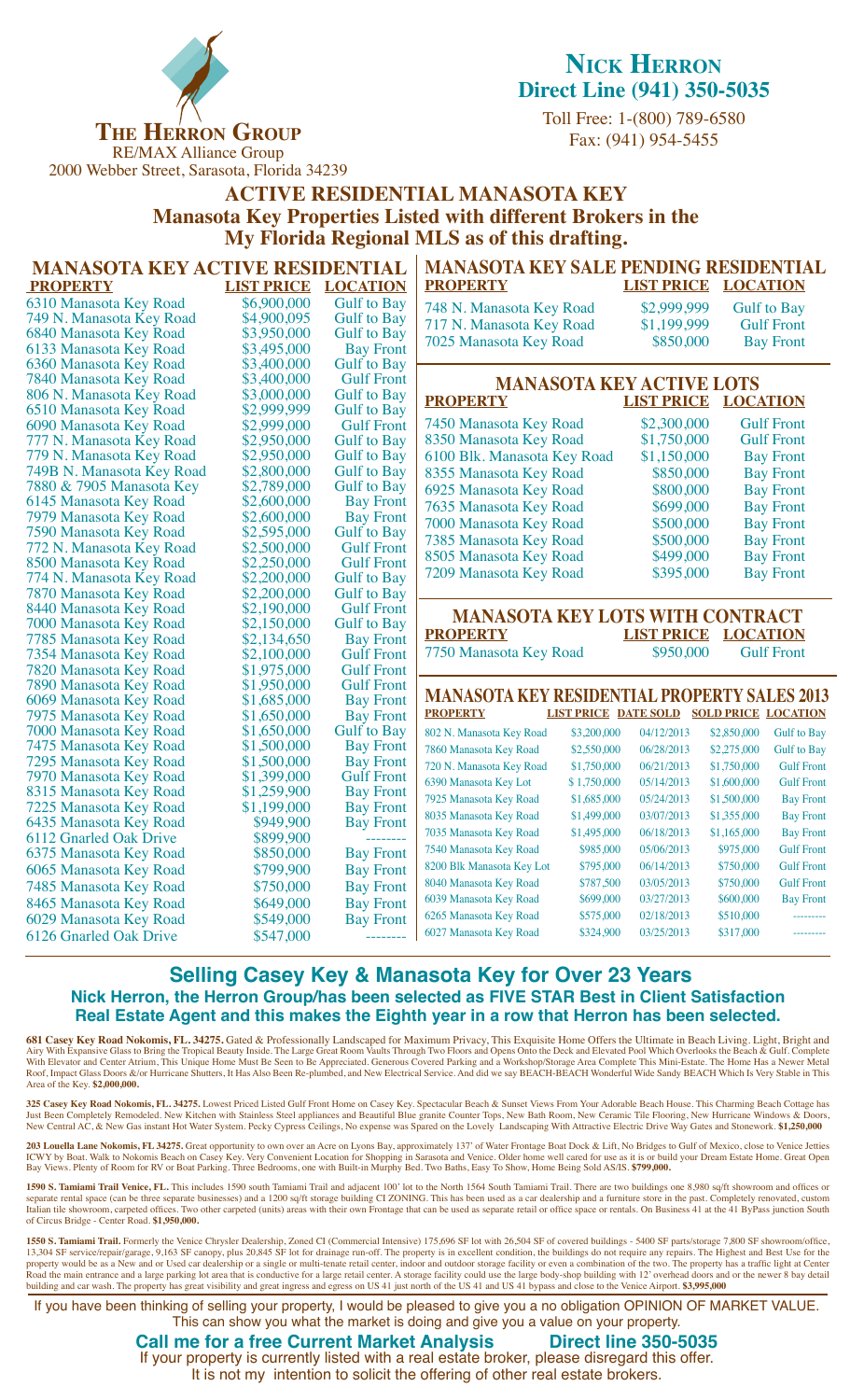**The Herron Group**
RE/MAX Alliance Group
2000 Webber Street, Sarasota, Florida 34239

# Nick Herron
**Direct Line (941) 350-5035**
Toll Free: 1-(800) 789-6580
Fax: (941) 954-5455

## ACTIVE RESIDENTIAL MANASOTA KEY
### Manasota Key Properties Listed with different Brokers in the My Florida Regional MLS as of this drafting.

### MANASOTA KEY ACTIVE RESIDENTIAL

| PROPERTY | LIST PRICE | LOCATION |
|---|---|---|
| 6310 Manasota Key Road | $6,900,000 | Gulf to Bay |
| 749 N. Manasota Key Road | $4,900,095 | Gulf to Bay |
| 6840 Manasota Key Road | $3,950,000 | Gulf to Bay |
| 6133 Manasota Key Road | $3,495,000 | Bay Front |
| 6360 Manasota Key Road | $3,400,000 | Gulf to Bay |
| 7840 Manasota Key Road | $3,400,000 | Gulf Front |
| 806 N. Manasota Key Road | $3,000,000 | Gulf to Bay |
| 6510 Manasota Key Road | $2,999,999 | Gulf to Bay |
| 6090 Manasota Key Road | $2,999,000 | Gulf Front |
| 777 N. Manasota Key Road | $2,950,000 | Gulf to Bay |
| 779 N. Manasota Key Road | $2,950,000 | Gulf to Bay |
| 749B N. Manasota Key Road | $2,800,000 | Gulf to Bay |
| 7880 & 7905 Manasota Key | $2,789,000 | Gulf to Bay |
| 6145 Manasota Key Road | $2,600,000 | Bay Front |
| 7979 Manasota Key Road | $2,600,000 | Bay Front |
| 7590 Manasota Key Road | $2,595,000 | Gulf to Bay |
| 772 N. Manasota Key Road | $2,500,000 | Gulf Front |
| 8500 Manasota Key Road | $2,250,000 | Gulf Front |
| 774 N. Manasota Key Road | $2,200,000 | Gulf to Bay |
| 7870 Manasota Key Road | $2,200,000 | Gulf to Bay |
| 8440 Manasota Key Road | $2,190,000 | Gulf Front |
| 7000 Manasota Key Road | $2,150,000 | Gulf to Bay |
| 7785 Manasota Key Road | $2,134,650 | Bay Front |
| 7354 Manasota Key Road | $2,100,000 | Gulf Front |
| 7820 Manasota Key Road | $1,975,000 | Gulf Front |
| 7890 Manasota Key Road | $1,950,000 | Gulf Front |
| 6069 Manasota Key Road | $1,685,000 | Bay Front |
| 7975 Manasota Key Road | $1,650,000 | Bay Front |
| 7000 Manasota Key Road | $1,650,000 | Gulf to Bay |
| 7475 Manasota Key Road | $1,500,000 | Bay Front |
| 7295 Manasota Key Road | $1,500,000 | Bay Front |
| 7970 Manasota Key Road | $1,399,000 | Gulf Front |
| 8315 Manasota Key Road | $1,259,900 | Bay Front |
| 7225 Manasota Key Road | $1,199,000 | Bay Front |
| 6435 Manasota Key Road | $949,900 | Bay Front |
| 6112 Gnarled Oak Drive | $899,900 | -------- |
| 6375 Manasota Key Road | $850,000 | Bay Front |
| 6065 Manasota Key Road | $799,900 | Bay Front |
| 7485 Manasota Key Road | $750,000 | Bay Front |
| 8465 Manasota Key Road | $649,000 | Bay Front |
| 6029 Manasota Key Road | $549,000 | Bay Front |
| 6126 Gnarled Oak Drive | $547,000 | -------- |

### MANASOTA KEY SALE PENDING RESIDENTIAL

| PROPERTY | LIST PRICE | LOCATION |
|---|---|---|
| 748 N. Manasota Key Road | $2,999,999 | Gulf to Bay |
| 717 N. Manasota Key Road | $1,199,999 | Gulf Front |
| 7025 Manasota Key Road | $850,000 | Bay Front |

### MANASOTA KEY ACTIVE LOTS

| PROPERTY | LIST PRICE | LOCATION |
|---|---|---|
| 7450 Manasota Key Road | $2,300,000 | Gulf Front |
| 8350 Manasota Key Road | $1,750,000 | Gulf Front |
| 6100 Blk. Manasota Key Road | $1,150,000 | Bay Front |
| 8355 Manasota Key Road | $850,000 | Bay Front |
| 6925 Manasota Key Road | $800,000 | Bay Front |
| 7635 Manasota Key Road | $699,000 | Bay Front |
| 7000 Manasota Key Road | $500,000 | Bay Front |
| 7385 Manasota Key Road | $500,000 | Bay Front |
| 8505 Manasota Key Road | $499,000 | Bay Front |
| 7209 Manasota Key Road | $395,000 | Bay Front |

### MANASOTA KEY LOTS WITH CONTRACT

| PROPERTY | LIST PRICE | LOCATION |
|---|---|---|
| 7750 Manasota Key Road | $950,000 | Gulf Front |

### MANASOTA KEY RESIDENTIAL PROPERTY SALES 2013

| PROPERTY | LIST PRICE | DATE SOLD | SOLD PRICE | LOCATION |
|---|---|---|---|---|
| 802 N. Manasota Key Road | $3,200,000 | 04/12/2013 | $2,850,000 | Gulf to Bay |
| 7860 Manasota Key Road | $2,550,000 | 06/28/2013 | $2,275,000 | Gulf to Bay |
| 720 N. Manasota Key Road | $1,750,000 | 06/21/2013 | $1,750,000 | Gulf Front |
| 6390 Manasota Key Lot | $ 1,750,000 | 05/14/2013 | $1,600,000 | Gulf Front |
| 7925 Manasota Key Road | $1,685,000 | 05/24/2013 | $1,500,000 | Bay Front |
| 8035 Manasota Key Road | $1,499,000 | 03/07/2013 | $1,355,000 | Bay Front |
| 7035 Manasota Key Road | $1,495,000 | 06/18/2013 | $1,165,000 | Bay Front |
| 7540 Manasota Key Road | $985,000 | 05/06/2013 | $975,000 | Gulf Front |
| 8200 Blk Manasota Key Lot | $795,000 | 06/14/2013 | $750,000 | Gulf Front |
| 8040 Manasota Key Road | $787,500 | 03/05/2013 | $750,000 | Gulf Front |
| 6039 Manasota Key Road | $699,000 | 03/27/2013 | $600,000 | Bay Front |
| 6265 Manasota Key Road | $575,000 | 02/18/2013 | $510,000 | --------- |
| 6027 Manasota Key Road | $324,900 | 03/25/2013 | $317,000 | --------- |

## Selling Casey Key & Manasota Key for Over 23 Years
**Nick Herron, the Herron Group/has been selected as FIVE STAR Best in Client Satisfaction Real Estate Agent and this makes the Eighth year in a row that Herron has been selected.**

**681 Casey Key Road Nokomis, FL. 34275.** Gated & Professionally Landscaped for Maximum Privacy, This Exquisite Home Offers the Ultimate in Beach Living. Light, Bright and Airy With Expansive Glass to Bring the Tropical Beauty Inside. The Large Great Room Vaults Through Two Floors and Opens Onto the Deck and Elevated Pool Which Overlooks the Beach & Gulf. Complete With Elevator and Center Atrium, This Unique Home Must Be Seen to Be Appreciated. Generous Covered Parking and a Workshop/Storage Area Complete This Mini-Estate. The Home Has a Newer Metal Roof, Impact Glass Doors &/or Hurricane Shutters, It Has Also Been Re-plumbed, and New Electrical Service. And did we say BEACH-BEACH Wonderful Wide Sandy BEACH Which Is Very Stable in This Area of the Key. **$2,000,000.**

**325 Casey Key Road Nokomis, FL. 34275.** Lowest Priced Listed Gulf Front Home on Casey Key. Spectacular Beach & Sunset Views From Your Adorable Beach House. This Charming Beach Cottage has Just Been Completely Remodeled. New Kitchen with Stainless Steel appliances and Beautiful Blue granite Counter Tops, New Bath Room, New Ceramic Tile Flooring, New Hurricane Windows & Doors, New Central AC, & New Gas instant Hot Water System. Pecky Cypress Ceilings, No expense was Spared on the Lovely Landscaping With Attractive Electric Drive Way Gates and Stonework. **$1,250,000**

**203 Louella Lane Nokomis, FL 34275.** Great opportunity to own over an Acre on Lyons Bay, approximately 137' of Water Frontage Boat Dock & Lift, No Bridges to Gulf of Mexico, close to Venice Jetties ICWY by Boat. Walk to Nokomis Beach on Casey Key. Very Convenient Location for Shopping in Sarasota and Venice. Older home well cared for use as it is or build your Dream Estate Home. Great Open Bay Views. Plenty of Room for RV or Boat Parking. Three Bedrooms, one with Built-in Murphy Bed. Two Baths, Easy To Show, Home Being Sold AS/IS. **$799,000.**

**1590 S. Tamiami Trail Venice, FL.** This includes 1590 south Tamiami Trail and adjacent 100' lot to the North 1564 South Tamiami Trail. There are two buildings one 8,980 sq/ft showroom and offices or separate rental space (can be three separate businesses) and a 1200 sq/ft storage building CI ZONING. This has been used as a car dealership and a furniture store in the past. Completely renovated, custom Italian tile showroom, carpeted offices. Two other carpeted (units) areas with their own Frontage that can be used as separate retail or office space or rentals. On Business 41 at the 41 ByPass junction South of Circus Bridge - Center Road. **$1,950,000.**

**1550 S. Tamiami Trail.** Formerly the Venice Chrysler Dealership, Zoned CI (Commercial Intensive) 175,696 SF lot with 26,504 SF of covered buildings - 5400 SF parts/storage 7,800 SF showroom/office, 13,304 SF service/repair/garage, 9,163 SF canopy, plus 20,845 SF lot for drainage run-off. The property is in excellent condition, the buildings do not require any repairs. The Highest and Best Use for the property would be as a New and or Used car dealership or a single or multi-tenate retail center, indoor and outdoor storage facility or even a combination of the two. The property has a traffic light at Center Road the main entrance and a large parking lot area that is conductive for a large retail center. A storage facility could use the large body-shop building with 12' overhead doors and or the newer 8 bay detail building and car wash. The property has great visibility and great ingress and egress on US 41 just north of the US 41 and US 41 bypass and close to the Venice Airport. **$3,995,000**

If you have been thinking of selling your property, I would be pleased to give you a no obligation OPINION OF MARKET VALUE. This can show you what the market is doing and give you a value on your property.

**Call me for a free Current Market Analysis  Direct line 350-5035**

If your property is currently listed with a real estate broker, please disregard this offer. It is not my intention to solicit the offering of other real estate brokers.